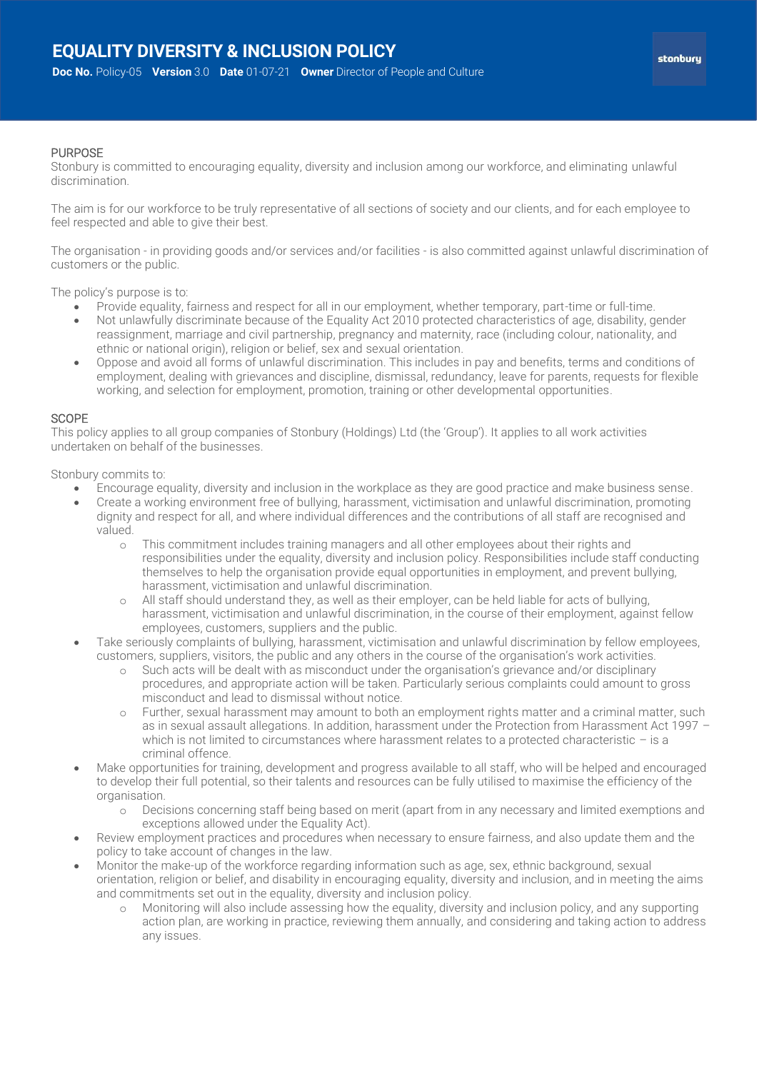# EQUALITY DIVERSITY & INCLUSION POLICY

**Doc No.** Policy-05 **Version** 3.0 **Date** 01-07-21 **Owner** Director of People and Culture

stonbury

## PURPOSE

Stonbury is committed to encouraging equality, diversity and inclusion among our workforce, and eliminating unlawful discrimination.

The aim is for our workforce to be truly representative of all sections of society and our clients, and for each employee to feel respected and able to give their best.

The organisation - in providing goods and/or services and/or facilities - is also committed against unlawful discrimination of customers or the public.

The policy's purpose is to:

- Provide equality, fairness and respect for all in our employment, whether temporary, part-time or full-time.
- Not unlawfully discriminate because of the Equality Act 2010 protected characteristics of age, disability, gender reassignment, marriage and civil partnership, pregnancy and maternity, race (including colour, nationality, and ethnic or national origin), religion or belief, sex and sexual orientation.
- Oppose and avoid all forms of unlawful discrimination. This includes in pay and benefits, terms and conditions of employment, dealing with grievances and discipline, dismissal, redundancy, leave for parents, requests for flexible working, and selection for employment, promotion, training or other developmental opportunities.

## SCOPE

This policy applies to all group companies of Stonbury (Holdings) Ltd (the 'Group'). It applies to all work activities undertaken on behalf of the businesses.

Stonbury commits to:

- Encourage equality, diversity and inclusion in the workplace as they are good practice and make business sense.
- Create a working environment free of bullying, harassment, victimisation and unlawful discrimination, promoting dignity and respect for all, and where individual differences and the contributions of all staff are recognised and valued.
  - This commitment includes training managers and all other employees about their rights and responsibilities under the equality, diversity and inclusion policy. Responsibilities include staff conducting themselves to help the organisation provide equal opportunities in employment, and prevent bullying, harassment, victimisation and unlawful discrimination.
  - All staff should understand they, as well as their employer, can be held liable for acts of bullying, harassment, victimisation and unlawful discrimination, in the course of their employment, against fellow employees, customers, suppliers and the public.
- Take seriously complaints of bullying, harassment, victimisation and unlawful discrimination by fellow employees, customers, suppliers, visitors, the public and any others in the course of the organisation's work activities.
  - Such acts will be dealt with as misconduct under the organisation's grievance and/or disciplinary procedures, and appropriate action will be taken. Particularly serious complaints could amount to gross misconduct and lead to dismissal without notice.
  - Further, sexual harassment may amount to both an employment rights matter and a criminal matter, such as in sexual assault allegations. In addition, harassment under the Protection from Harassment Act 1997 – which is not limited to circumstances where harassment relates to a protected characteristic – is a criminal offence.
- Make opportunities for training, development and progress available to all staff, who will be helped and encouraged to develop their full potential, so their talents and resources can be fully utilised to maximise the efficiency of the organisation.
  - Decisions concerning staff being based on merit (apart from in any necessary and limited exemptions and exceptions allowed under the Equality Act).
- Review employment practices and procedures when necessary to ensure fairness, and also update them and the policy to take account of changes in the law.
- Monitor the make-up of the workforce regarding information such as age, sex, ethnic background, sexual orientation, religion or belief, and disability in encouraging equality, diversity and inclusion, and in meeting the aims and commitments set out in the equality, diversity and inclusion policy.
  - Monitoring will also include assessing how the equality, diversity and inclusion policy, and any supporting action plan, are working in practice, reviewing them annually, and considering and taking action to address any issues.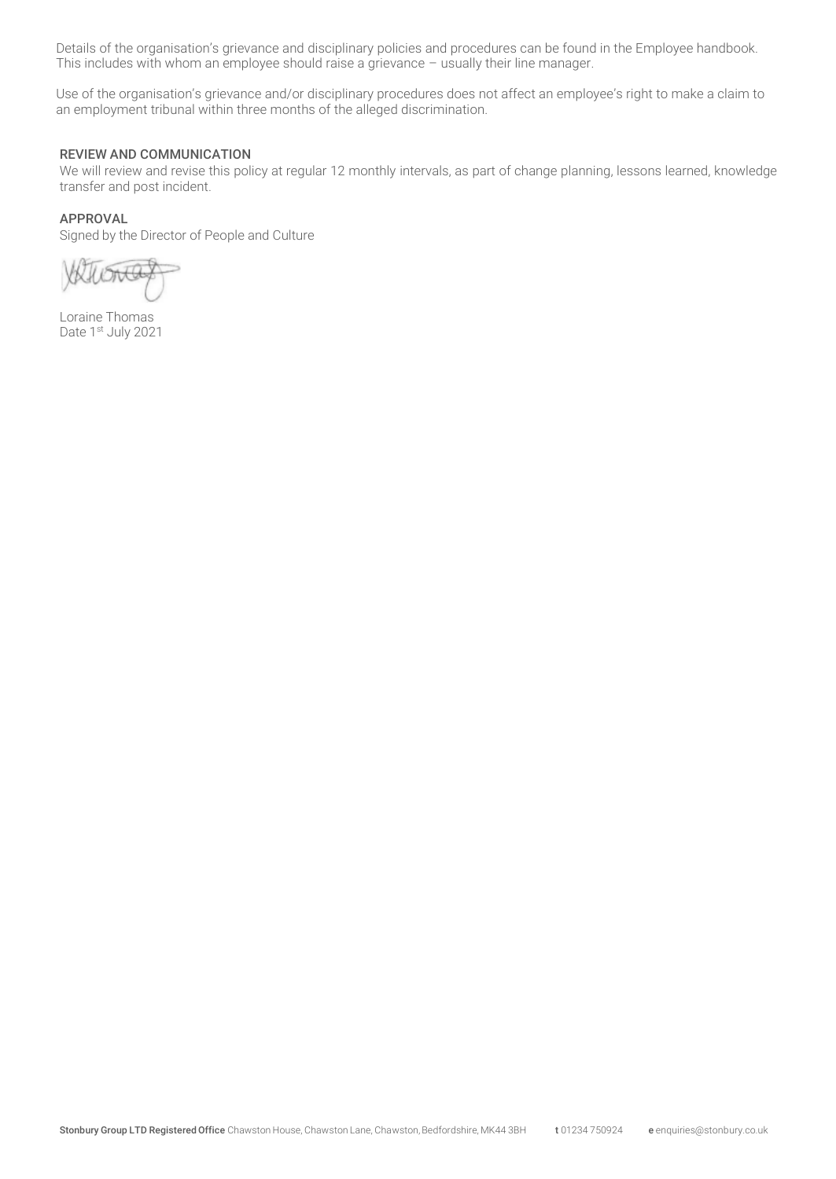Details of the organisation's grievance and disciplinary policies and procedures can be found in the Employee handbook. This includes with whom an employee should raise a grievance – usually their line manager.

Use of the organisation's grievance and/or disciplinary procedures does not affect an employee's right to make a claim to an employment tribunal within three months of the alleged discrimination.

### REVIEW AND COMMUNICATION

We will review and revise this policy at regular 12 monthly intervals, as part of change planning, lessons learned, knowledge transfer and post incident.

### APPROVAL

Signed by the Director of People and Culture

Loraine Thomas
Date 1st July 2021